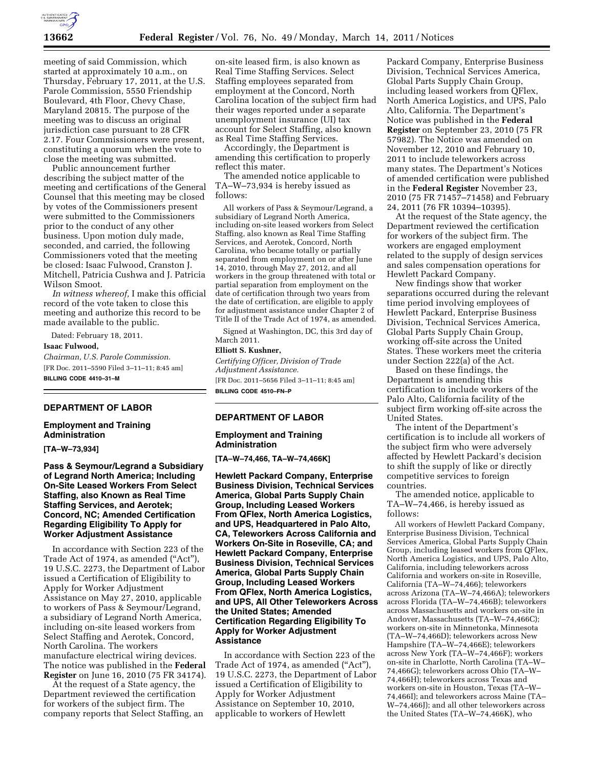meeting of said Commission, which started at approximately 10 a.m., on Thursday, February 17, 2011, at the U.S. Parole Commission, 5550 Friendship Boulevard, 4th Floor, Chevy Chase, Maryland 20815. The purpose of the meeting was to discuss an original jurisdiction case pursuant to 28 CFR 2.17. Four Commissioners were present, constituting a quorum when the vote to close the meeting was submitted.

Public announcement further describing the subject matter of the meeting and certifications of the General Counsel that this meeting may be closed by votes of the Commissioners present were submitted to the Commissioners prior to the conduct of any other business. Upon motion duly made, seconded, and carried, the following Commissioners voted that the meeting be closed: Isaac Fulwood, Cranston J. Mitchell, Patricia Cushwa and J. Patricia Wilson Smoot.

*In witness whereof,* I make this official record of the vote taken to close this meeting and authorize this record to be made available to the public.

Dated: February 18, 2011.

**Isaac Fulwood,**

*Chairman, U.S. Parole Commission.*

[FR Doc. 2011–5590 Filed 3–11–11; 8:45 am]

**BILLING CODE 4410–31–M**

## DEPARTMENT OF LABOR

### Employment and Training Administration

**[TA–W–73,934]**

### Pass & Seymour/Legrand a Subsidiary of Legrand North America; Including On-Site Leased Workers From Select Staffing, also Known as Real Time Staffing Services, and Aerotek; Concord, NC; Amended Certification Regarding Eligibility To Apply for Worker Adjustment Assistance

In accordance with Section 223 of the Trade Act of 1974, as amended ("Act"), 19 U.S.C. 2273, the Department of Labor issued a Certification of Eligibility to Apply for Worker Adjustment Assistance on May 27, 2010, applicable to workers of Pass & Seymour/Legrand, a subsidiary of Legrand North America, including on-site leased workers from Select Staffing and Aerotek, Concord, North Carolina. The workers manufacture electrical wiring devices. The notice was published in the **Federal Register** on June 16, 2010 (75 FR 34174).

At the request of a State agency, the Department reviewed the certification for workers of the subject firm. The company reports that Select Staffing, an on-site leased firm, is also known as Real Time Staffing Services. Select Staffing employees separated from employment at the Concord, North Carolina location of the subject firm had their wages reported under a separate unemployment insurance (UI) tax account for Select Staffing, also known as Real Time Staffing Services.

Accordingly, the Department is amending this certification to properly reflect this mater.

The amended notice applicable to TA–W–73,934 is hereby issued as follows:

> All workers of Pass & Seymour/Legrand, a subsidiary of Legrand North America, including on-site leased workers from Select Staffing, also known as Real Time Staffing Services, and Aerotek, Concord, North Carolina, who became totally or partially separated from employment on or after June 14, 2010, through May 27, 2012, and all workers in the group threatened with total or partial separation from employment on the date of certification through two years from the date of certification, are eligible to apply for adjustment assistance under Chapter 2 of Title II of the Trade Act of 1974, as amended.

Signed at Washington, DC, this 3rd day of March 2011.

**Elliott S. Kushner,**

*Certifying Officer, Division of Trade Adjustment Assistance.*

[FR Doc. 2011–5656 Filed 3–11–11; 8:45 am]

**BILLING CODE 4510–FN–P**

## DEPARTMENT OF LABOR

### Employment and Training Administration

**[TA–W–74,466, TA–W–74,466K]**

### Hewlett Packard Company, Enterprise Business Division, Technical Services America, Global Parts Supply Chain Group, Including Leased Workers From QFlex, North America Logistics, and UPS, Headquartered in Palo Alto, CA, Teleworkers Across California and Workers On-Site in Roseville, CA; and Hewlett Packard Company, Enterprise Business Division, Technical Services America, Global Parts Supply Chain Group, Including Leased Workers From QFlex, North America Logistics, and UPS, All Other Teleworkers Across the United States; Amended Certification Regarding Eligibility To Apply for Worker Adjustment Assistance

In accordance with Section 223 of the Trade Act of 1974, as amended ("Act"), 19 U.S.C. 2273, the Department of Labor issued a Certification of Eligibility to Apply for Worker Adjustment Assistance on September 10, 2010, applicable to workers of Hewlett Packard Company, Enterprise Business Division, Technical Services America, Global Parts Supply Chain Group, including leased workers from QFlex, North America Logistics, and UPS, Palo Alto, California. The Department's Notice was published in the **Federal Register** on September 23, 2010 (75 FR 57982). The Notice was amended on November 12, 2010 and February 10, 2011 to include teleworkers across many states. The Department's Notices of amended certification were published in the **Federal Register** November 23, 2010 (75 FR 71457–71458) and February 24, 2011 (76 FR 10394–10395).

At the request of the State agency, the Department reviewed the certification for workers of the subject firm. The workers are engaged employment related to the supply of design services and sales compensation operations for Hewlett Packard Company.

New findings show that worker separations occurred during the relevant time period involving employees of Hewlett Packard, Enterprise Business Division, Technical Services America, Global Parts Supply Chain Group, working off-site across the United States. These workers meet the criteria under Section 222(a) of the Act.

Based on these findings, the Department is amending this certification to include workers of the Palo Alto, California facility of the subject firm working off-site across the United States.

The intent of the Department's certification is to include all workers of the subject firm who were adversely affected by Hewlett Packard's decision to shift the supply of like or directly competitive services to foreign countries.

The amended notice, applicable to TA–W–74,466, is hereby issued as follows:

> All workers of Hewlett Packard Company, Enterprise Business Division, Technical Services America, Global Parts Supply Chain Group, including leased workers from QFlex, North America Logistics, and UPS, Palo Alto, California, including teleworkers across California and workers on-site in Roseville, California (TA–W–74,466); teleworkers across Arizona (TA–W–74,466A); teleworkers across Florida (TA–W–74,466B); teleworkers across Massachusetts and workers on-site in Andover, Massachusetts (TA–W–74,466C); workers on-site in Minnetonka, Minnesota (TA–W–74,466D); teleworkers across New Hampshire (TA–W–74,466E); teleworkers across New York (TA–W–74,466F); workers on-site in Charlotte, North Carolina (TA–W–74,466G); teleworkers across Ohio (TA–W–74,466H); teleworkers across Texas and workers on-site in Houston, Texas (TA–W–74,466I); and teleworkers across Maine (TA–W–74,466J); and all other teleworkers across the United States (TA–W–74,466K), who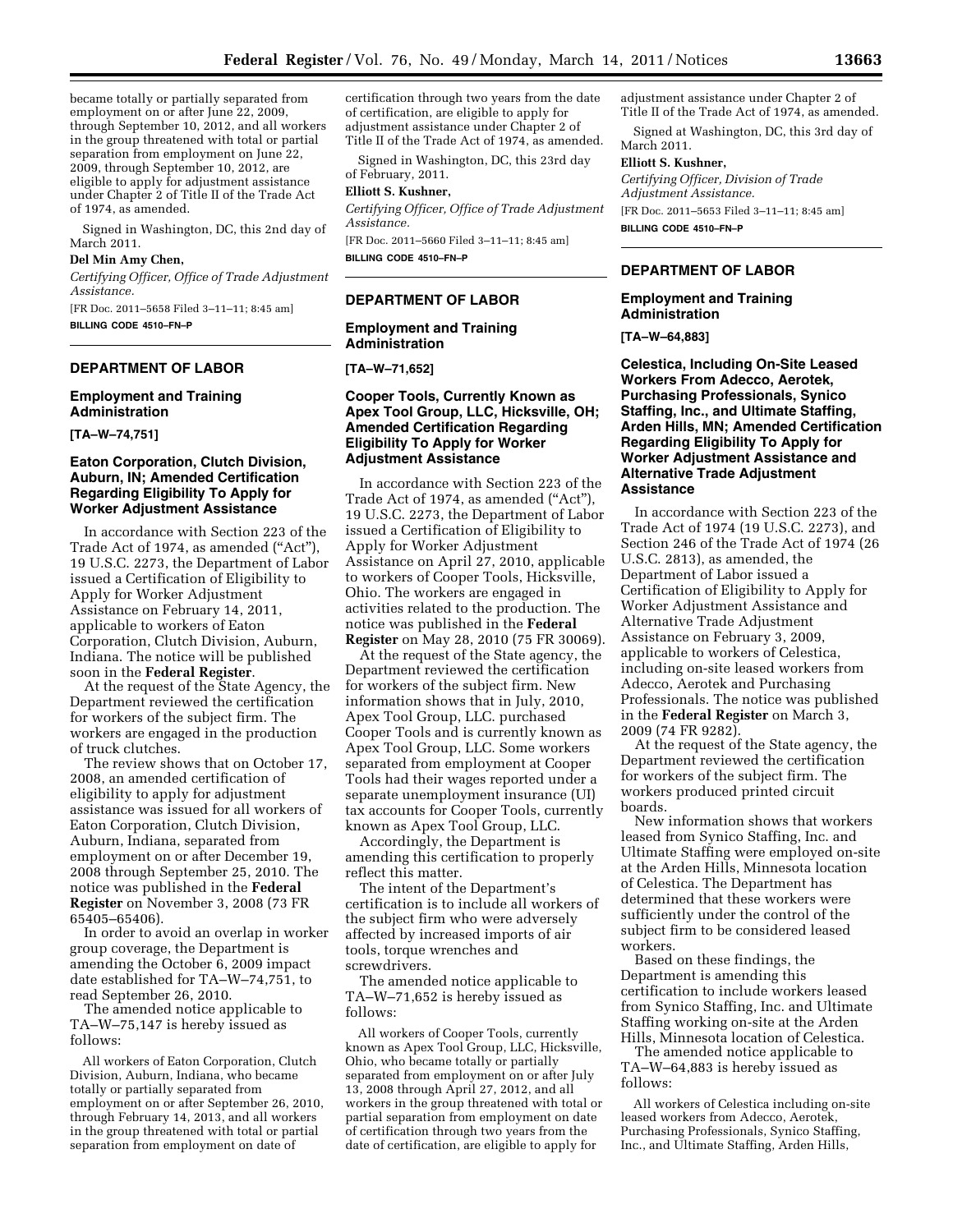became totally or partially separated from employment on or after June 22, 2009, through September 10, 2012, and all workers in the group threatened with total or partial separation from employment on June 22, 2009, through September 10, 2012, are eligible to apply for adjustment assistance under Chapter 2 of Title II of the Trade Act of 1974, as amended.

Signed in Washington, DC, this 2nd day of March 2011.

**Del Min Amy Chen,**

*Certifying Officer, Office of Trade Adjustment Assistance.*

[FR Doc. 2011–5658 Filed 3–11–11; 8:45 am]

**BILLING CODE 4510–FN–P**

## DEPARTMENT OF LABOR

### Employment and Training Administration

**[TA–W–74,751]**

### Eaton Corporation, Clutch Division, Auburn, IN; Amended Certification Regarding Eligibility To Apply for Worker Adjustment Assistance

In accordance with Section 223 of the Trade Act of 1974, as amended ("Act"), 19 U.S.C. 2273, the Department of Labor issued a Certification of Eligibility to Apply for Worker Adjustment Assistance on February 14, 2011, applicable to workers of Eaton Corporation, Clutch Division, Auburn, Indiana. The notice will be published soon in the **Federal Register**.

At the request of the State Agency, the Department reviewed the certification for workers of the subject firm. The workers are engaged in the production of truck clutches.

The review shows that on October 17, 2008, an amended certification of eligibility to apply for adjustment assistance was issued for all workers of Eaton Corporation, Clutch Division, Auburn, Indiana, separated from employment on or after December 19, 2008 through September 25, 2010. The notice was published in the **Federal Register** on November 3, 2008 (73 FR 65405–65406).

In order to avoid an overlap in worker group coverage, the Department is amending the October 6, 2009 impact date established for TA–W–74,751, to read September 26, 2010.

The amended notice applicable to TA–W–75,147 is hereby issued as follows:

> All workers of Eaton Corporation, Clutch Division, Auburn, Indiana, who became totally or partially separated from employment on or after September 26, 2010, through February 14, 2013, and all workers in the group threatened with total or partial separation from employment on date of certification through two years from the date of certification, are eligible to apply for adjustment assistance under Chapter 2 of Title II of the Trade Act of 1974, as amended.

Signed in Washington, DC, this 23rd day of February, 2011.

**Elliott S. Kushner,**

*Certifying Officer, Office of Trade Adjustment Assistance.*

[FR Doc. 2011–5660 Filed 3–11–11; 8:45 am]

**BILLING CODE 4510–FN–P**

## DEPARTMENT OF LABOR

### Employment and Training Administration

**[TA–W–71,652]**

### Cooper Tools, Currently Known as Apex Tool Group, LLC, Hicksville, OH; Amended Certification Regarding Eligibility To Apply for Worker Adjustment Assistance

In accordance with Section 223 of the Trade Act of 1974, as amended ("Act"), 19 U.S.C. 2273, the Department of Labor issued a Certification of Eligibility to Apply for Worker Adjustment Assistance on April 27, 2010, applicable to workers of Cooper Tools, Hicksville, Ohio. The workers are engaged in activities related to the production. The notice was published in the **Federal Register** on May 28, 2010 (75 FR 30069).

At the request of the State agency, the Department reviewed the certification for workers of the subject firm. New information shows that in July, 2010, Apex Tool Group, LLC. purchased Cooper Tools and is currently known as Apex Tool Group, LLC. Some workers separated from employment at Cooper Tools had their wages reported under a separate unemployment insurance (UI) tax accounts for Cooper Tools, currently known as Apex Tool Group, LLC.

Accordingly, the Department is amending this certification to properly reflect this matter.

The intent of the Department's certification is to include all workers of the subject firm who were adversely affected by increased imports of air tools, torque wrenches and screwdrivers.

The amended notice applicable to TA–W–71,652 is hereby issued as follows:

> All workers of Cooper Tools, currently known as Apex Tool Group, LLC, Hicksville, Ohio, who became totally or partially separated from employment on or after July 13, 2008 through April 27, 2012, and all workers in the group threatened with total or partial separation from employment on date of certification through two years from the date of certification, are eligible to apply for adjustment assistance under Chapter 2 of Title II of the Trade Act of 1974, as amended.

Signed at Washington, DC, this 3rd day of March 2011.

**Elliott S. Kushner,**

*Certifying Officer, Division of Trade Adjustment Assistance.*

[FR Doc. 2011–5653 Filed 3–11–11; 8:45 am]

**BILLING CODE 4510–FN–P**

## DEPARTMENT OF LABOR

### Employment and Training Administration

**[TA–W–64,883]**

### Celestica, Including On-Site Leased Workers From Adecco, Aerotek, Purchasing Professionals, Synico Staffing, Inc., and Ultimate Staffing, Arden Hills, MN; Amended Certification Regarding Eligibility To Apply for Worker Adjustment Assistance and Alternative Trade Adjustment Assistance

In accordance with Section 223 of the Trade Act of 1974 (19 U.S.C. 2273), and Section 246 of the Trade Act of 1974 (26 U.S.C. 2813), as amended, the Department of Labor issued a Certification of Eligibility to Apply for Worker Adjustment Assistance and Alternative Trade Adjustment Assistance on February 3, 2009, applicable to workers of Celestica, including on-site leased workers from Adecco, Aerotek and Purchasing Professionals. The notice was published in the **Federal Register** on March 3, 2009 (74 FR 9282).

At the request of the State agency, the Department reviewed the certification for workers of the subject firm. The workers produced printed circuit boards.

New information shows that workers leased from Synico Staffing, Inc. and Ultimate Staffing were employed on-site at the Arden Hills, Minnesota location of Celestica. The Department has determined that these workers were sufficiently under the control of the subject firm to be considered leased workers.

Based on these findings, the Department is amending this certification to include workers leased from Synico Staffing, Inc. and Ultimate Staffing working on-site at the Arden Hills, Minnesota location of Celestica.

The amended notice applicable to TA–W–64,883 is hereby issued as follows:

> All workers of Celestica including on-site leased workers from Adecco, Aerotek, Purchasing Professionals, Synico Staffing, Inc., and Ultimate Staffing, Arden Hills,